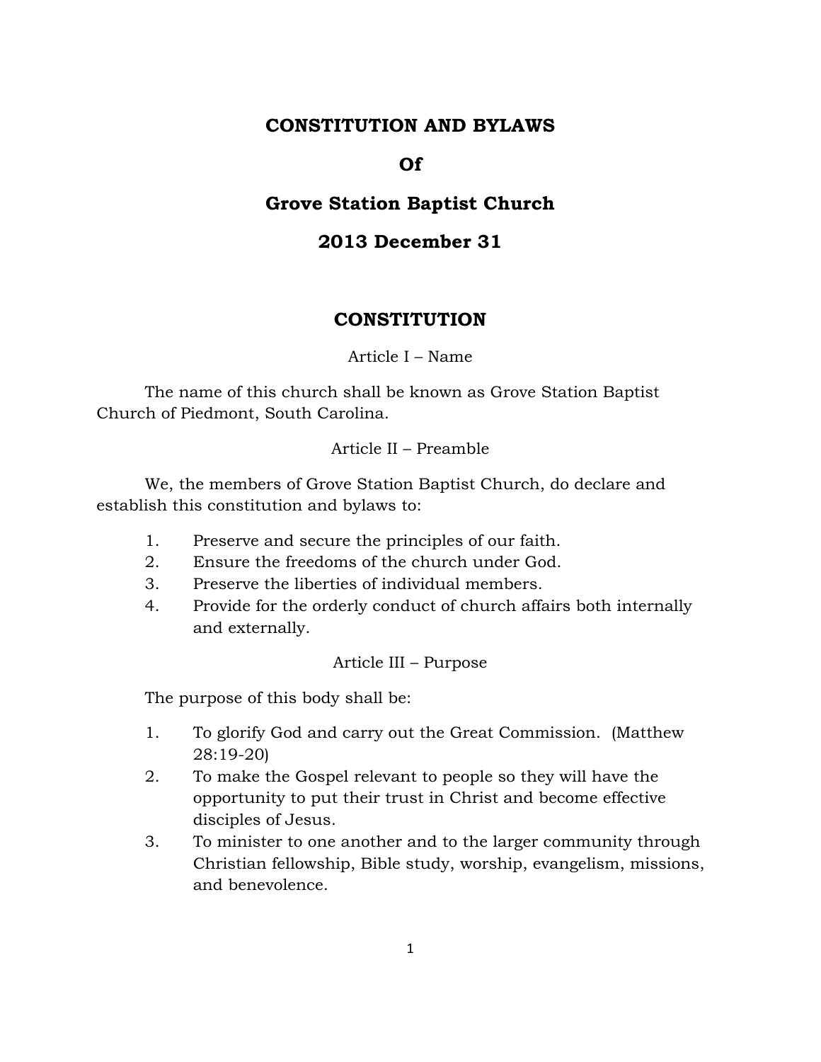# CONSTITUTION AND BYLAWS

# Of

# Grove Station Baptist Church

# 2013 December 31

## CONSTITUTION

### Article I – Name

The name of this church shall be known as Grove Station Baptist Church of Piedmont, South Carolina.

### Article II – Preamble

We, the members of Grove Station Baptist Church, do declare and establish this constitution and bylaws to:

1. Preserve and secure the principles of our faith.
2. Ensure the freedoms of the church under God.
3. Preserve the liberties of individual members.
4. Provide for the orderly conduct of church affairs both internally and externally.

### Article III – Purpose

The purpose of this body shall be:

1. To glorify God and carry out the Great Commission. (Matthew 28:19-20)
2. To make the Gospel relevant to people so they will have the opportunity to put their trust in Christ and become effective disciples of Jesus.
3. To minister to one another and to the larger community through Christian fellowship, Bible study, worship, evangelism, missions, and benevolence.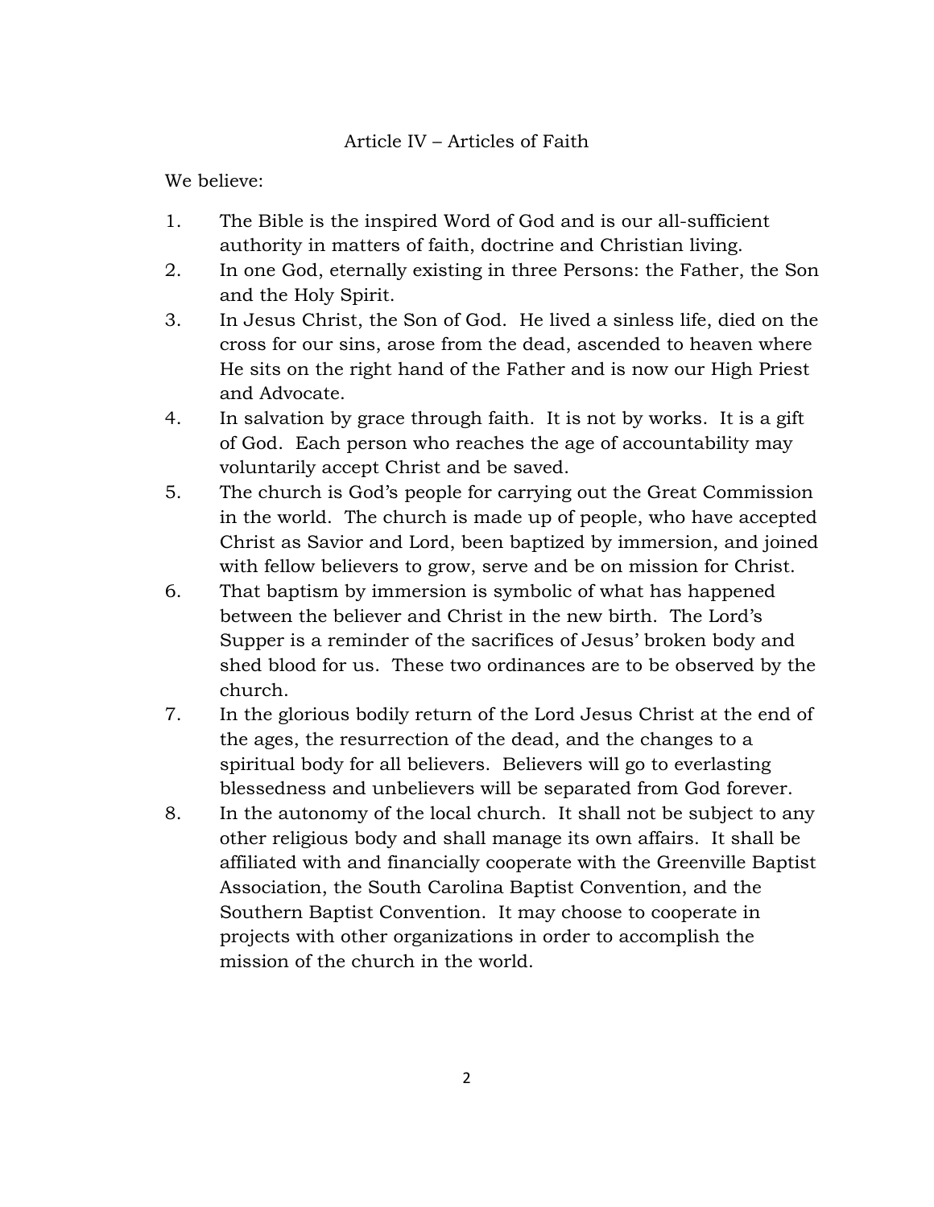## Article IV – Articles of Faith

We believe:

1. The Bible is the inspired Word of God and is our all-sufficient authority in matters of faith, doctrine and Christian living.
2. In one God, eternally existing in three Persons: the Father, the Son and the Holy Spirit.
3. In Jesus Christ, the Son of God. He lived a sinless life, died on the cross for our sins, arose from the dead, ascended to heaven where He sits on the right hand of the Father and is now our High Priest and Advocate.
4. In salvation by grace through faith. It is not by works. It is a gift of God. Each person who reaches the age of accountability may voluntarily accept Christ and be saved.
5. The church is God's people for carrying out the Great Commission in the world. The church is made up of people, who have accepted Christ as Savior and Lord, been baptized by immersion, and joined with fellow believers to grow, serve and be on mission for Christ.
6. That baptism by immersion is symbolic of what has happened between the believer and Christ in the new birth. The Lord's Supper is a reminder of the sacrifices of Jesus' broken body and shed blood for us. These two ordinances are to be observed by the church.
7. In the glorious bodily return of the Lord Jesus Christ at the end of the ages, the resurrection of the dead, and the changes to a spiritual body for all believers. Believers will go to everlasting blessedness and unbelievers will be separated from God forever.
8. In the autonomy of the local church. It shall not be subject to any other religious body and shall manage its own affairs. It shall be affiliated with and financially cooperate with the Greenville Baptist Association, the South Carolina Baptist Convention, and the Southern Baptist Convention. It may choose to cooperate in projects with other organizations in order to accomplish the mission of the church in the world.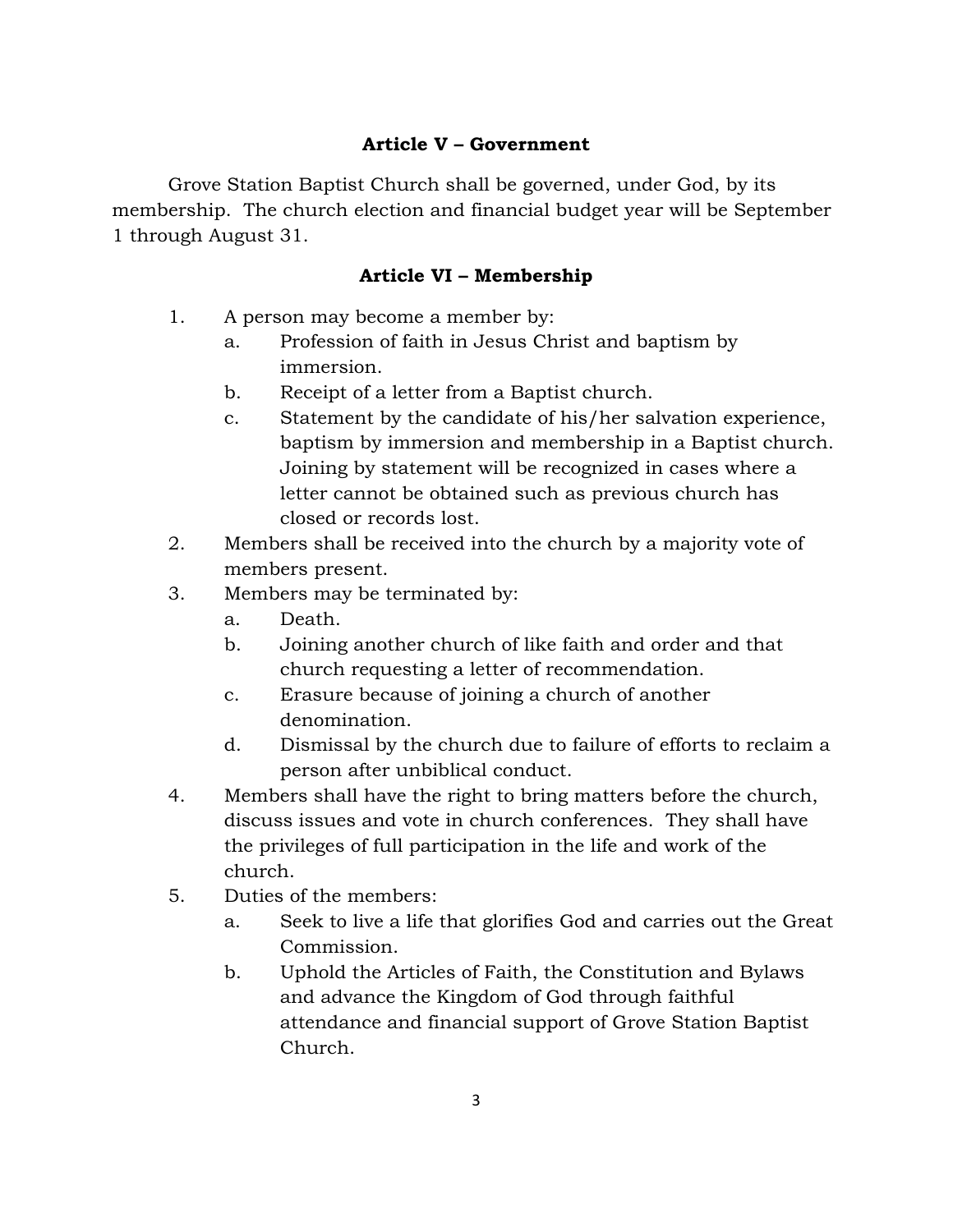### Article V – Government

Grove Station Baptist Church shall be governed, under God, by its membership. The church election and financial budget year will be September 1 through August 31.

### Article VI – Membership

1. A person may become a member by:
   a. Profession of faith in Jesus Christ and baptism by immersion.
   b. Receipt of a letter from a Baptist church.
   c. Statement by the candidate of his/her salvation experience, baptism by immersion and membership in a Baptist church. Joining by statement will be recognized in cases where a letter cannot be obtained such as previous church has closed or records lost.
2. Members shall be received into the church by a majority vote of members present.
3. Members may be terminated by:
   a. Death.
   b. Joining another church of like faith and order and that church requesting a letter of recommendation.
   c. Erasure because of joining a church of another denomination.
   d. Dismissal by the church due to failure of efforts to reclaim a person after unbiblical conduct.
4. Members shall have the right to bring matters before the church, discuss issues and vote in church conferences. They shall have the privileges of full participation in the life and work of the church.
5. Duties of the members:
   a. Seek to live a life that glorifies God and carries out the Great Commission.
   b. Uphold the Articles of Faith, the Constitution and Bylaws and advance the Kingdom of God through faithful attendance and financial support of Grove Station Baptist Church.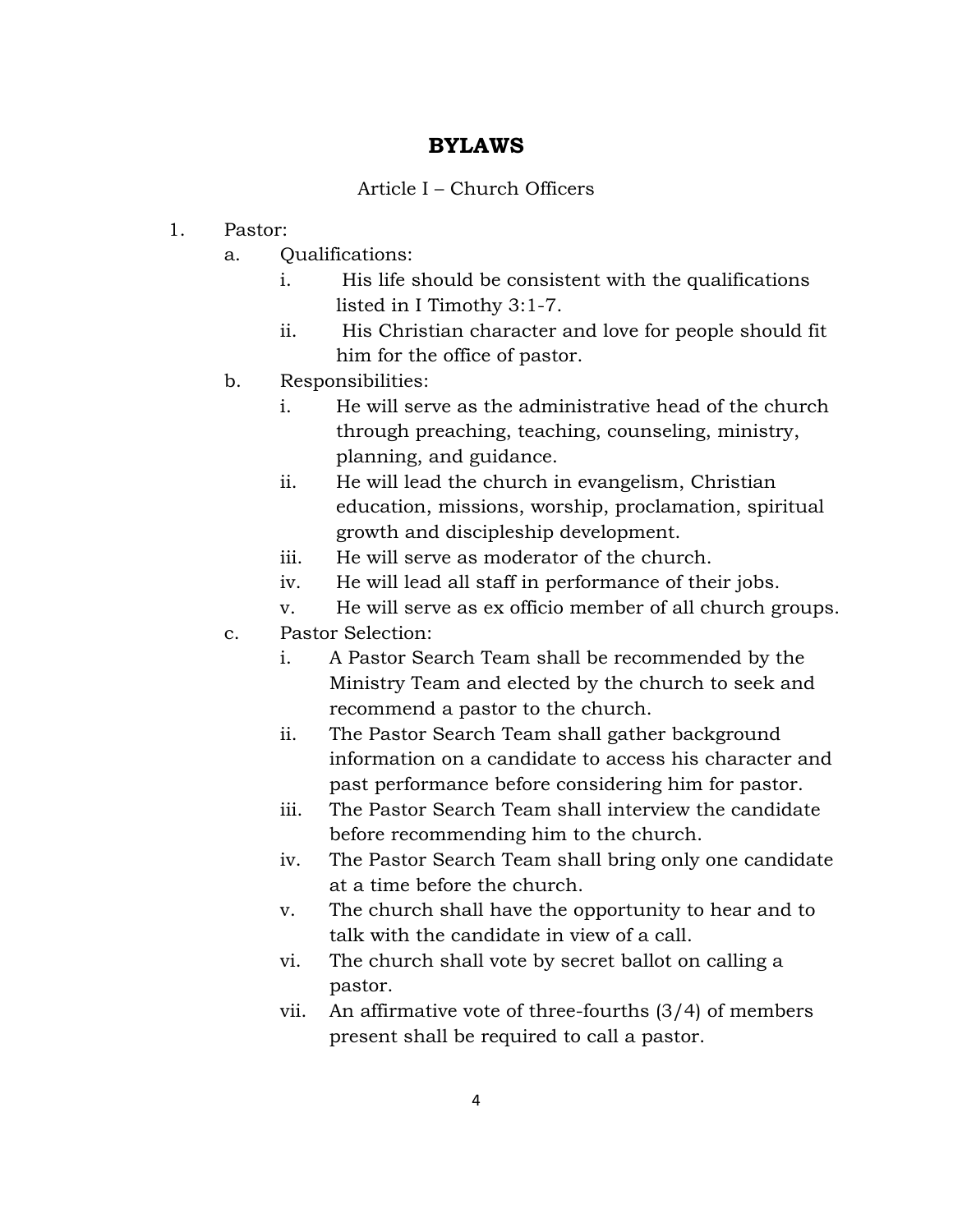# BYLAWS

## Article I – Church Officers

1. Pastor:
   a. Qualifications:
      i. His life should be consistent with the qualifications listed in I Timothy 3:1-7.
      ii. His Christian character and love for people should fit him for the office of pastor.
   
   b. Responsibilities:
      i. He will serve as the administrative head of the church through preaching, teaching, counseling, ministry, planning, and guidance.
      ii. He will lead the church in evangelism, Christian education, missions, worship, proclamation, spiritual growth and discipleship development.
      iii. He will serve as moderator of the church.
      iv. He will lead all staff in performance of their jobs.
      v. He will serve as ex officio member of all church groups.
   
   c. Pastor Selection:
      i. A Pastor Search Team shall be recommended by the Ministry Team and elected by the church to seek and recommend a pastor to the church.
      ii. The Pastor Search Team shall gather background information on a candidate to access his character and past performance before considering him for pastor.
      iii. The Pastor Search Team shall interview the candidate before recommending him to the church.
      iv. The Pastor Search Team shall bring only one candidate at a time before the church.
      v. The church shall have the opportunity to hear and to talk with the candidate in view of a call.
      vi. The church shall vote by secret ballot on calling a pastor.
      vii. An affirmative vote of three-fourths (3/4) of members present shall be required to call a pastor.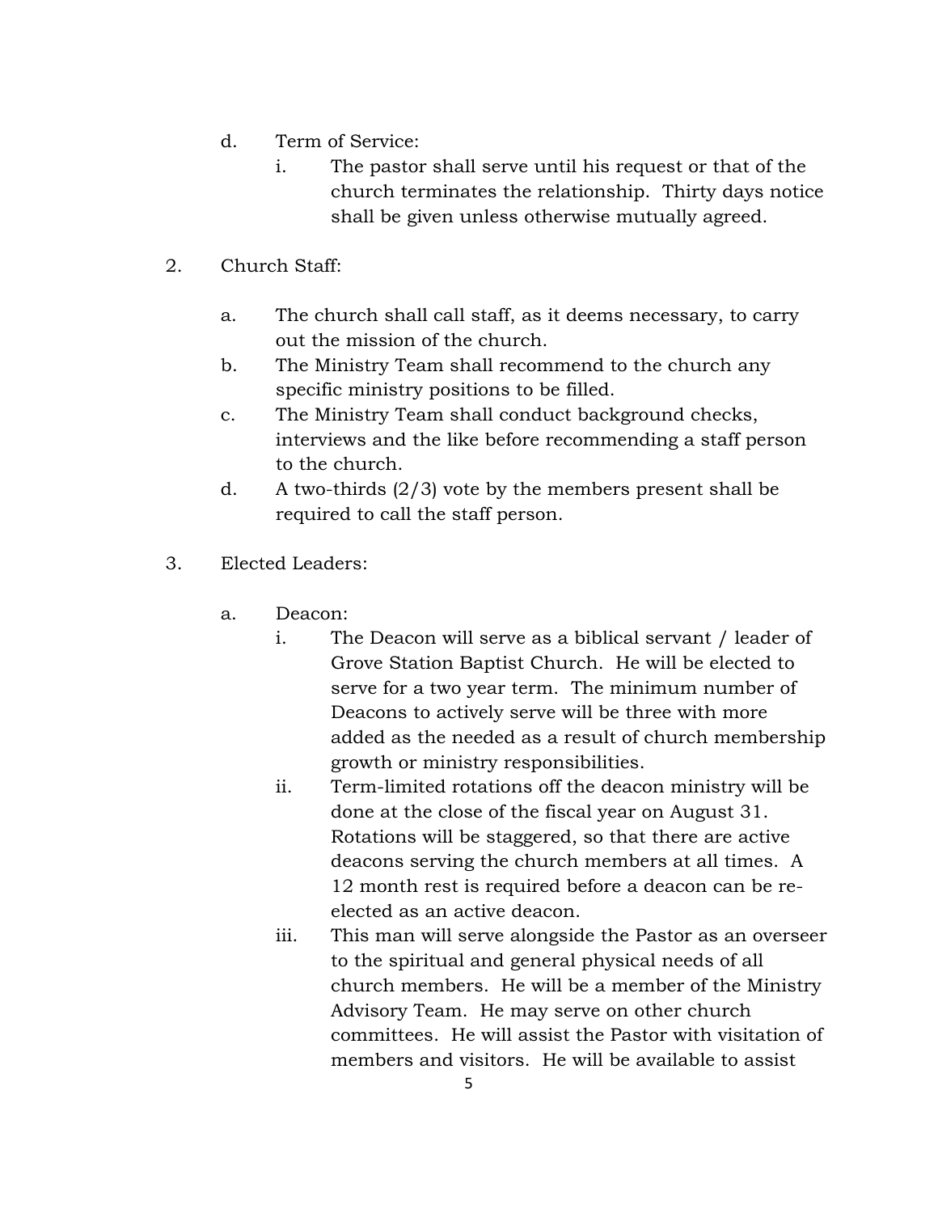d. Term of Service:

   i. The pastor shall serve until his request or that of the church terminates the relationship. Thirty days notice shall be given unless otherwise mutually agreed.

2. Church Staff:

   a. The church shall call staff, as it deems necessary, to carry out the mission of the church.

   b. The Ministry Team shall recommend to the church any specific ministry positions to be filled.

   c. The Ministry Team shall conduct background checks, interviews and the like before recommending a staff person to the church.

   d. A two-thirds (2/3) vote by the members present shall be required to call the staff person.

3. Elected Leaders:

   a. Deacon:

      i. The Deacon will serve as a biblical servant / leader of Grove Station Baptist Church. He will be elected to serve for a two year term. The minimum number of Deacons to actively serve will be three with more added as the needed as a result of church membership growth or ministry responsibilities.

      ii. Term-limited rotations off the deacon ministry will be done at the close of the fiscal year on August 31. Rotations will be staggered, so that there are active deacons serving the church members at all times. A 12 month rest is required before a deacon can be re-elected as an active deacon.

      iii. This man will serve alongside the Pastor as an overseer to the spiritual and general physical needs of all church members. He will be a member of the Ministry Advisory Team. He may serve on other church committees. He will assist the Pastor with visitation of members and visitors. He will be available to assist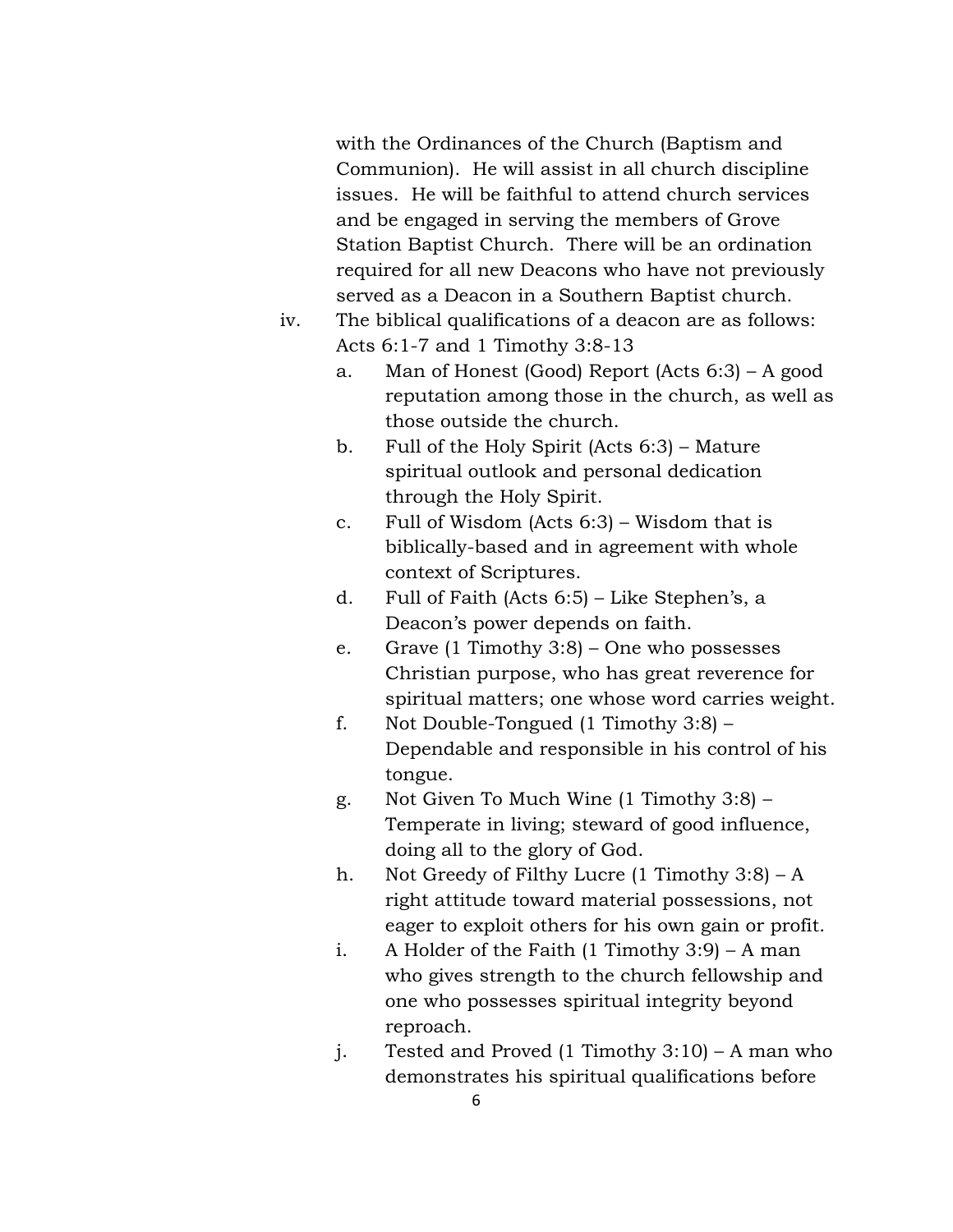with the Ordinances of the Church (Baptism and Communion). He will assist in all church discipline issues. He will be faithful to attend church services and be engaged in serving the members of Grove Station Baptist Church. There will be an ordination required for all new Deacons who have not previously served as a Deacon in a Southern Baptist church.

iv. The biblical qualifications of a deacon are as follows: Acts 6:1-7 and 1 Timothy 3:8-13

   a. Man of Honest (Good) Report (Acts 6:3) – A good reputation among those in the church, as well as those outside the church.
   b. Full of the Holy Spirit (Acts 6:3) – Mature spiritual outlook and personal dedication through the Holy Spirit.
   c. Full of Wisdom (Acts 6:3) – Wisdom that is biblically-based and in agreement with whole context of Scriptures.
   d. Full of Faith (Acts 6:5) – Like Stephen's, a Deacon's power depends on faith.
   e. Grave (1 Timothy 3:8) – One who possesses Christian purpose, who has great reverence for spiritual matters; one whose word carries weight.
   f. Not Double-Tongued (1 Timothy 3:8) – Dependable and responsible in his control of his tongue.
   g. Not Given To Much Wine (1 Timothy 3:8) – Temperate in living; steward of good influence, doing all to the glory of God.
   h. Not Greedy of Filthy Lucre (1 Timothy 3:8) – A right attitude toward material possessions, not eager to exploit others for his own gain or profit.
   i. A Holder of the Faith (1 Timothy 3:9) – A man who gives strength to the church fellowship and one who possesses spiritual integrity beyond reproach.
   j. Tested and Proved (1 Timothy 3:10) – A man who demonstrates his spiritual qualifications before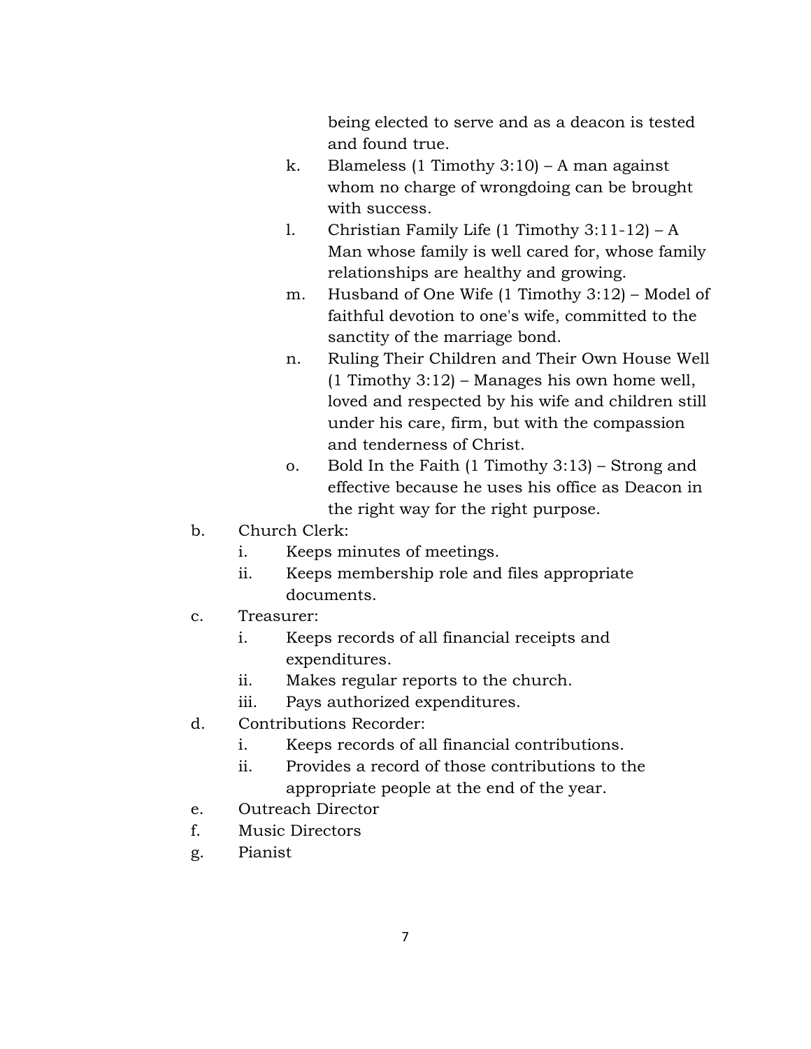being elected to serve and as a deacon is tested and found true.

k. Blameless (1 Timothy 3:10) – A man against whom no charge of wrongdoing can be brought with success.

l. Christian Family Life (1 Timothy 3:11-12) – A Man whose family is well cared for, whose family relationships are healthy and growing.

m. Husband of One Wife (1 Timothy 3:12) – Model of faithful devotion to one's wife, committed to the sanctity of the marriage bond.

n. Ruling Their Children and Their Own House Well (1 Timothy 3:12) – Manages his own home well, loved and respected by his wife and children still under his care, firm, but with the compassion and tenderness of Christ.

o. Bold In the Faith (1 Timothy 3:13) – Strong and effective because he uses his office as Deacon in the right way for the right purpose.

b. Church Clerk:
   i. Keeps minutes of meetings.
   ii. Keeps membership role and files appropriate documents.

c. Treasurer:
   i. Keeps records of all financial receipts and expenditures.
   ii. Makes regular reports to the church.
   iii. Pays authorized expenditures.

d. Contributions Recorder:
   i. Keeps records of all financial contributions.
   ii. Provides a record of those contributions to the appropriate people at the end of the year.

e. Outreach Director

f. Music Directors

g. Pianist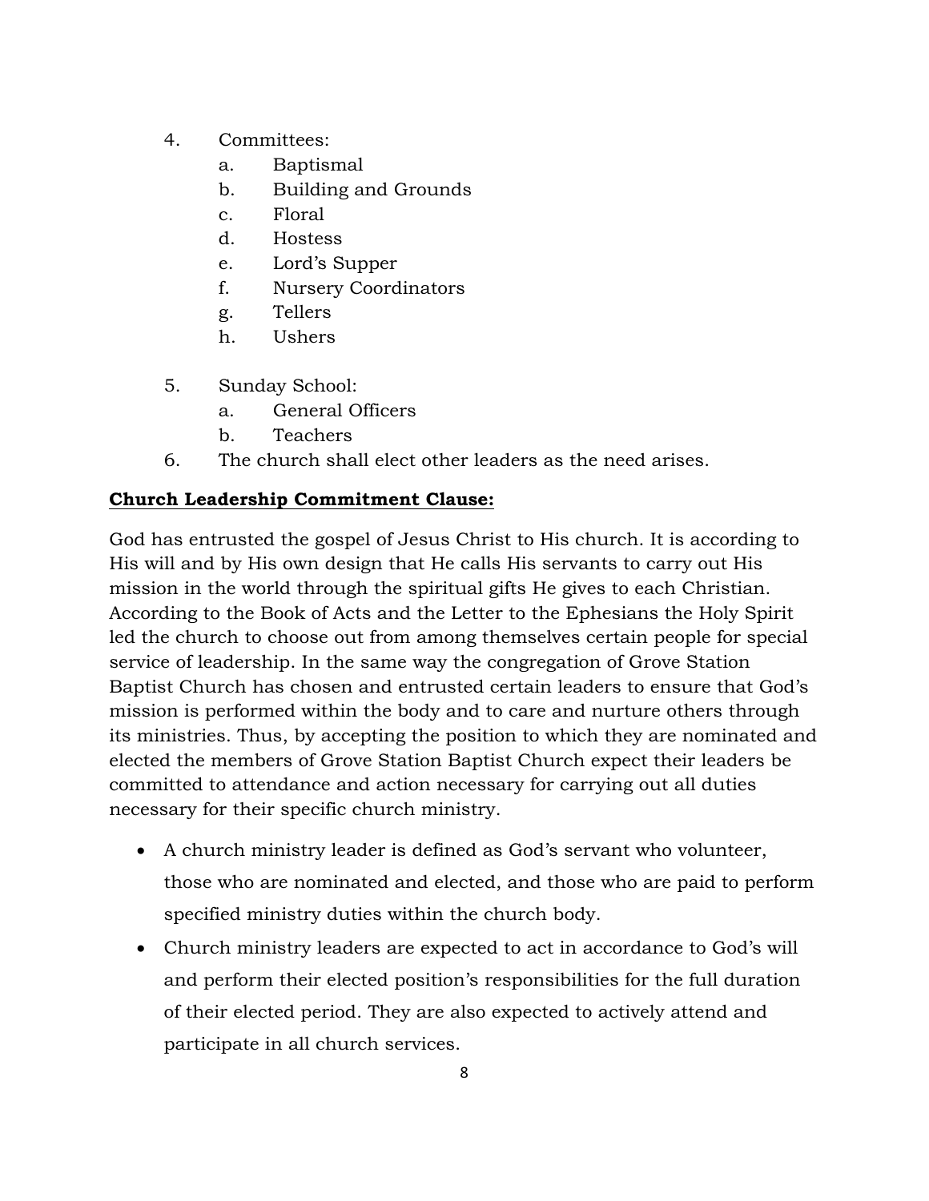4. Committees:
    a. Baptismal
    b. Building and Grounds
    c. Floral
    d. Hostess
    e. Lord's Supper
    f. Nursery Coordinators
    g. Tellers
    h. Ushers

5. Sunday School:
    a. General Officers
    b. Teachers
6. The church shall elect other leaders as the need arises.

**<u>Church Leadership Commitment Clause:</u>**

God has entrusted the gospel of Jesus Christ to His church. It is according to His will and by His own design that He calls His servants to carry out His mission in the world through the spiritual gifts He gives to each Christian. According to the Book of Acts and the Letter to the Ephesians the Holy Spirit led the church to choose out from among themselves certain people for special service of leadership. In the same way the congregation of Grove Station Baptist Church has chosen and entrusted certain leaders to ensure that God's mission is performed within the body and to care and nurture others through its ministries. Thus, by accepting the position to which they are nominated and elected the members of Grove Station Baptist Church expect their leaders be committed to attendance and action necessary for carrying out all duties necessary for their specific church ministry.

- A church ministry leader is defined as God's servant who volunteer, those who are nominated and elected, and those who are paid to perform specified ministry duties within the church body.
- Church ministry leaders are expected to act in accordance to God's will and perform their elected position's responsibilities for the full duration of their elected period. They are also expected to actively attend and participate in all church services.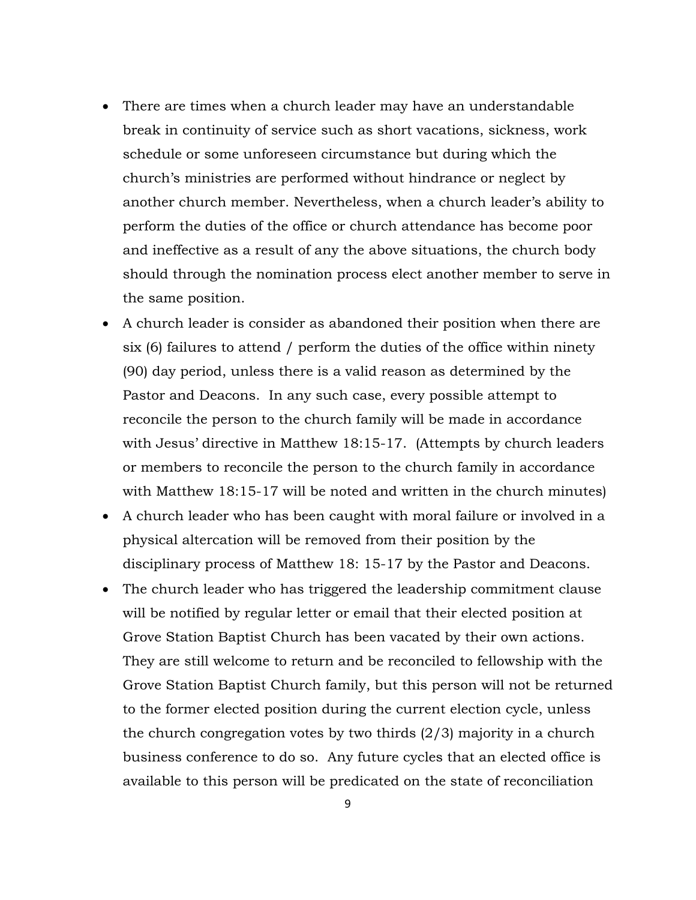- There are times when a church leader may have an understandable break in continuity of service such as short vacations, sickness, work schedule or some unforeseen circumstance but during which the church's ministries are performed without hindrance or neglect by another church member. Nevertheless, when a church leader's ability to perform the duties of the office or church attendance has become poor and ineffective as a result of any the above situations, the church body should through the nomination process elect another member to serve in the same position.
- A church leader is consider as abandoned their position when there are six (6) failures to attend / perform the duties of the office within ninety (90) day period, unless there is a valid reason as determined by the Pastor and Deacons. In any such case, every possible attempt to reconcile the person to the church family will be made in accordance with Jesus' directive in Matthew 18:15-17. (Attempts by church leaders or members to reconcile the person to the church family in accordance with Matthew 18:15-17 will be noted and written in the church minutes)
- A church leader who has been caught with moral failure or involved in a physical altercation will be removed from their position by the disciplinary process of Matthew 18: 15-17 by the Pastor and Deacons.
- The church leader who has triggered the leadership commitment clause will be notified by regular letter or email that their elected position at Grove Station Baptist Church has been vacated by their own actions. They are still welcome to return and be reconciled to fellowship with the Grove Station Baptist Church family, but this person will not be returned to the former elected position during the current election cycle, unless the church congregation votes by two thirds (2/3) majority in a church business conference to do so. Any future cycles that an elected office is available to this person will be predicated on the state of reconciliation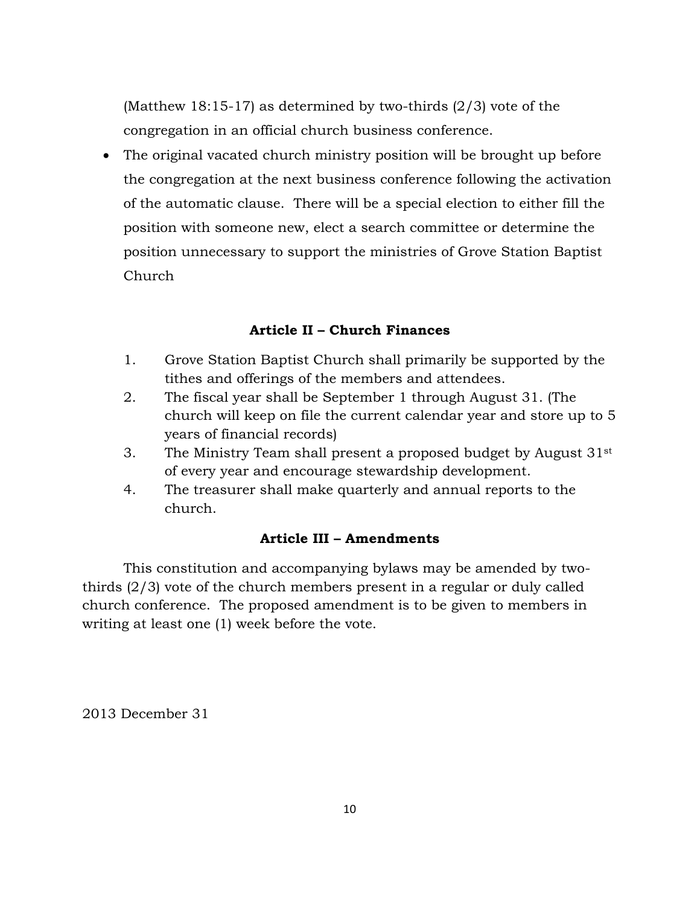(Matthew 18:15-17) as determined by two-thirds (2/3) vote of the congregation in an official church business conference.

- The original vacated church ministry position will be brought up before the congregation at the next business conference following the activation of the automatic clause. There will be a special election to either fill the position with someone new, elect a search committee or determine the position unnecessary to support the ministries of Grove Station Baptist Church

## Article II – Church Finances

1. Grove Station Baptist Church shall primarily be supported by the tithes and offerings of the members and attendees.
2. The fiscal year shall be September 1 through August 31. (The church will keep on file the current calendar year and store up to 5 years of financial records)
3. The Ministry Team shall present a proposed budget by August 31st of every year and encourage stewardship development.
4. The treasurer shall make quarterly and annual reports to the church.

## Article III – Amendments

This constitution and accompanying bylaws may be amended by two-thirds (2/3) vote of the church members present in a regular or duly called church conference. The proposed amendment is to be given to members in writing at least one (1) week before the vote.

2013 December 31